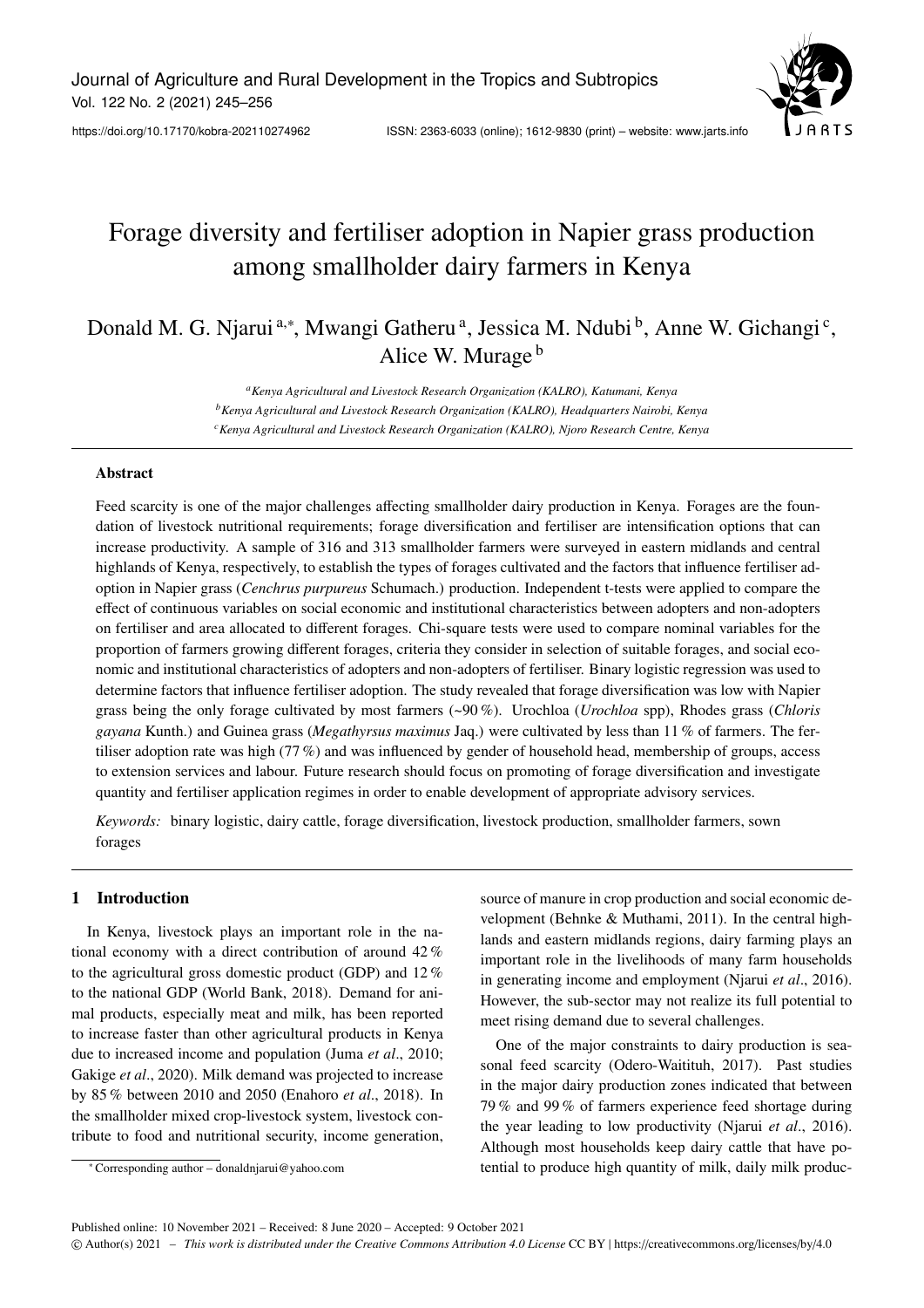# Forage diversity and fertiliser adoption in Napier grass production among smallholder dairy farmers in Kenya

Donald M. G. Njarui [a,*], Mwangi Gatheru [a], Jessica M. Ndubi [b], Anne W. Gichangi [c], Alice W. Murage [b]

[a] *Kenya Agricultural and Livestock Research Organization (KALRO), Katumani, Kenya*
[b] *Kenya Agricultural and Livestock Research Organization (KALRO), Headquarters Nairobi, Kenya*
[c] *Kenya Agricultural and Livestock Research Organization (KALRO), Njoro Research Centre, Kenya*

## Abstract

Feed scarcity is one of the major challenges affecting smallholder dairy production in Kenya. Forages are the foundation of livestock nutritional requirements; forage diversification and fertiliser are intensification options that can increase productivity. A sample of 316 and 313 smallholder farmers were surveyed in eastern midlands and central highlands of Kenya, respectively, to establish the types of forages cultivated and the factors that influence fertiliser adoption in Napier grass (*Cenchrus purpureus* Schumach.) production. Independent t-tests were applied to compare the effect of continuous variables on social economic and institutional characteristics between adopters and non-adopters on fertiliser and area allocated to different forages. Chi-square tests were used to compare nominal variables for the proportion of farmers growing different forages, criteria they consider in selection of suitable forages, and social economic and institutional characteristics of adopters and non-adopters of fertiliser. Binary logistic regression was used to determine factors that influence fertiliser adoption. The study revealed that forage diversification was low with Napier grass being the only forage cultivated by most farmers (~90 %). Urochloa (*Urochloa* spp), Rhodes grass (*Chloris gayana* Kunth.) and Guinea grass (*Megathyrsus maximus* Jaq.) were cultivated by less than 11 % of farmers. The fertiliser adoption rate was high (77 %) and was influenced by gender of household head, membership of groups, access to extension services and labour. Future research should focus on promoting of forage diversification and investigate quantity and fertiliser application regimes in order to enable development of appropriate advisory services.

*Keywords:* binary logistic, dairy cattle, forage diversification, livestock production, smallholder farmers, sown forages

## 1 Introduction

In Kenya, livestock plays an important role in the national economy with a direct contribution of around 42 % to the agricultural gross domestic product (GDP) and 12 % to the national GDP (World Bank, 2018). Demand for animal products, especially meat and milk, has been reported to increase faster than other agricultural products in Kenya due to increased income and population (Juma *et al*., 2010; Gakige *et al*., 2020). Milk demand was projected to increase by 85 % between 2010 and 2050 (Enahoro *et al*., 2018). In the smallholder mixed crop-livestock system, livestock contribute to food and nutritional security, income generation, source of manure in crop production and social economic development (Behnke & Muthami, 2011). In the central highlands and eastern midlands regions, dairy farming plays an important role in the livelihoods of many farm households in generating income and employment (Njarui *et al*., 2016). However, the sub-sector may not realize its full potential to meet rising demand due to several challenges.

One of the major constraints to dairy production is seasonal feed scarcity (Odero-Waitituh, 2017). Past studies in the major dairy production zones indicated that between 79 % and 99 % of farmers experience feed shortage during the year leading to low productivity (Njarui *et al*., 2016). Although most households keep dairy cattle that have potential to produce high quantity of milk, daily milk produc-

* Corresponding author – donaldnjarui@yahoo.com

Published online: 10 November 2021 – Received: 8 June 2020 – Accepted: 9 October 2021

© Author(s) 2021 – *This work is distributed under the Creative Commons Attribution 4.0 License* CC BY | https://creativecommons.org/licenses/by/4.0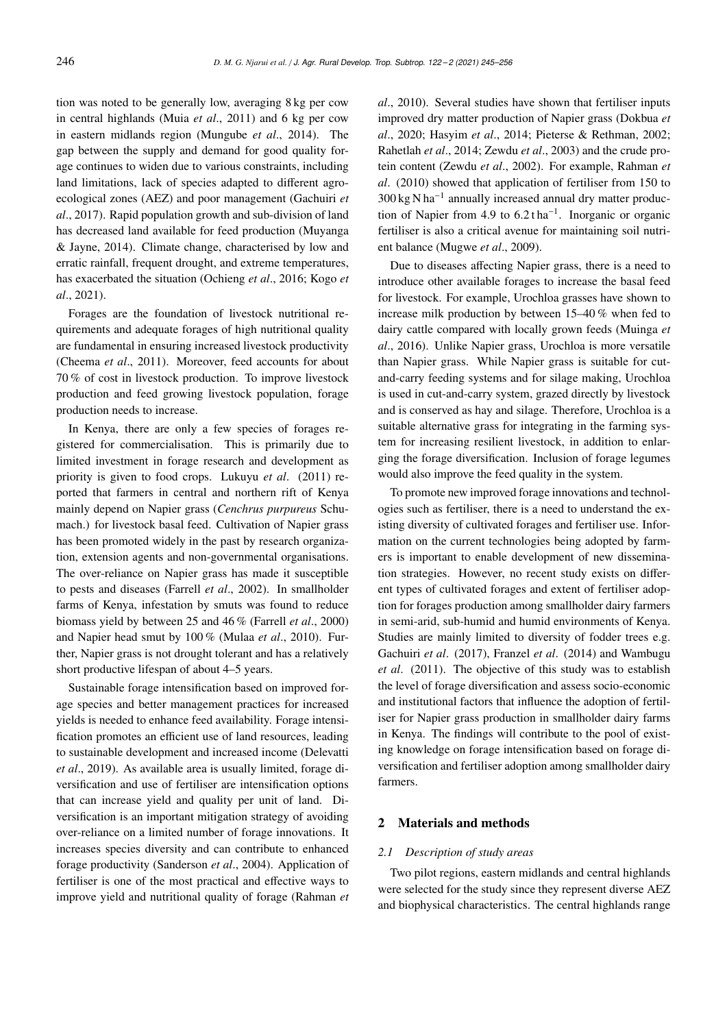tion was noted to be generally low, averaging 8 kg per cow in central highlands (Muia *et al*., 2011) and 6 kg per cow in eastern midlands region (Mungube *et al*., 2014). The gap between the supply and demand for good quality forage continues to widen due to various constraints, including land limitations, lack of species adapted to different agro-ecological zones (AEZ) and poor management (Gachuiri *et al*., 2017). Rapid population growth and sub-division of land has decreased land available for feed production (Muyanga & Jayne, 2014). Climate change, characterised by low and erratic rainfall, frequent drought, and extreme temperatures, has exacerbated the situation (Ochieng *et al*., 2016; Kogo *et al*., 2021).

Forages are the foundation of livestock nutritional requirements and adequate forages of high nutritional quality are fundamental in ensuring increased livestock productivity (Cheema *et al*., 2011). Moreover, feed accounts for about 70 % of cost in livestock production. To improve livestock production and feed growing livestock population, forage production needs to increase.

In Kenya, there are only a few species of forages registered for commercialisation. This is primarily due to limited investment in forage research and development as priority is given to food crops. Lukuyu *et al*. (2011) reported that farmers in central and northern rift of Kenya mainly depend on Napier grass (*Cenchrus purpureus* Schumach.) for livestock basal feed. Cultivation of Napier grass has been promoted widely in the past by research organization, extension agents and non-governmental organisations. The over-reliance on Napier grass has made it susceptible to pests and diseases (Farrell *et al*., 2002). In smallholder farms of Kenya, infestation by smuts was found to reduce biomass yield by between 25 and 46 % (Farrell *et al*., 2000) and Napier head smut by 100 % (Mulaa *et al*., 2010). Further, Napier grass is not drought tolerant and has a relatively short productive lifespan of about 4–5 years.

Sustainable forage intensification based on improved forage species and better management practices for increased yields is needed to enhance feed availability. Forage intensification promotes an efficient use of land resources, leading to sustainable development and increased income (Delevatti *et al*., 2019). As available area is usually limited, forage diversification and use of fertiliser are intensification options that can increase yield and quality per unit of land. Diversification is an important mitigation strategy of avoiding over-reliance on a limited number of forage innovations. It increases species diversity and can contribute to enhanced forage productivity (Sanderson *et al*., 2004). Application of fertiliser is one of the most practical and effective ways to improve yield and nutritional quality of forage (Rahman *et al*., 2010). Several studies have shown that fertiliser inputs improved dry matter production of Napier grass (Dokbua *et al*., 2020; Hasyim *et al*., 2014; Pieterse & Rethman, 2002; Rahetlah *et al*., 2014; Zewdu *et al*., 2003) and the crude protein content (Zewdu *et al*., 2002). For example, Rahman *et al*. (2010) showed that application of fertiliser from 150 to 300 kg N ha$^{-1}$ annually increased annual dry matter production of Napier from 4.9 to 6.2 t ha$^{-1}$. Inorganic or organic fertiliser is also a critical avenue for maintaining soil nutrient balance (Mugwe *et al*., 2009).

Due to diseases affecting Napier grass, there is a need to introduce other available forages to increase the basal feed for livestock. For example, Urochloa grasses have shown to increase milk production by between 15–40 % when fed to dairy cattle compared with locally grown feeds (Muinga *et al*., 2016). Unlike Napier grass, Urochloa is more versatile than Napier grass. While Napier grass is suitable for cut-and-carry feeding systems and for silage making, Urochloa is used in cut-and-carry system, grazed directly by livestock and is conserved as hay and silage. Therefore, Urochloa is a suitable alternative grass for integrating in the farming system for increasing resilient livestock, in addition to enlarging the forage diversification. Inclusion of forage legumes would also improve the feed quality in the system.

To promote new improved forage innovations and technologies such as fertiliser, there is a need to understand the existing diversity of cultivated forages and fertiliser use. Information on the current technologies being adopted by farmers is important to enable development of new dissemination strategies. However, no recent study exists on different types of cultivated forages and extent of fertiliser adoption for forages production among smallholder dairy farmers in semi-arid, sub-humid and humid environments of Kenya. Studies are mainly limited to diversity of fodder trees e.g. Gachuiri *et al*. (2017), Franzel *et al*. (2014) and Wambugu *et al*. (2011). The objective of this study was to establish the level of forage diversification and assess socio-economic and institutional factors that influence the adoption of fertiliser for Napier grass production in smallholder dairy farms in Kenya. The findings will contribute to the pool of existing knowledge on forage intensification based on forage diversification and fertiliser adoption among smallholder dairy farmers.

## 2 Materials and methods

### 2.1 Description of study areas

Two pilot regions, eastern midlands and central highlands were selected for the study since they represent diverse AEZ and biophysical characteristics. The central highlands range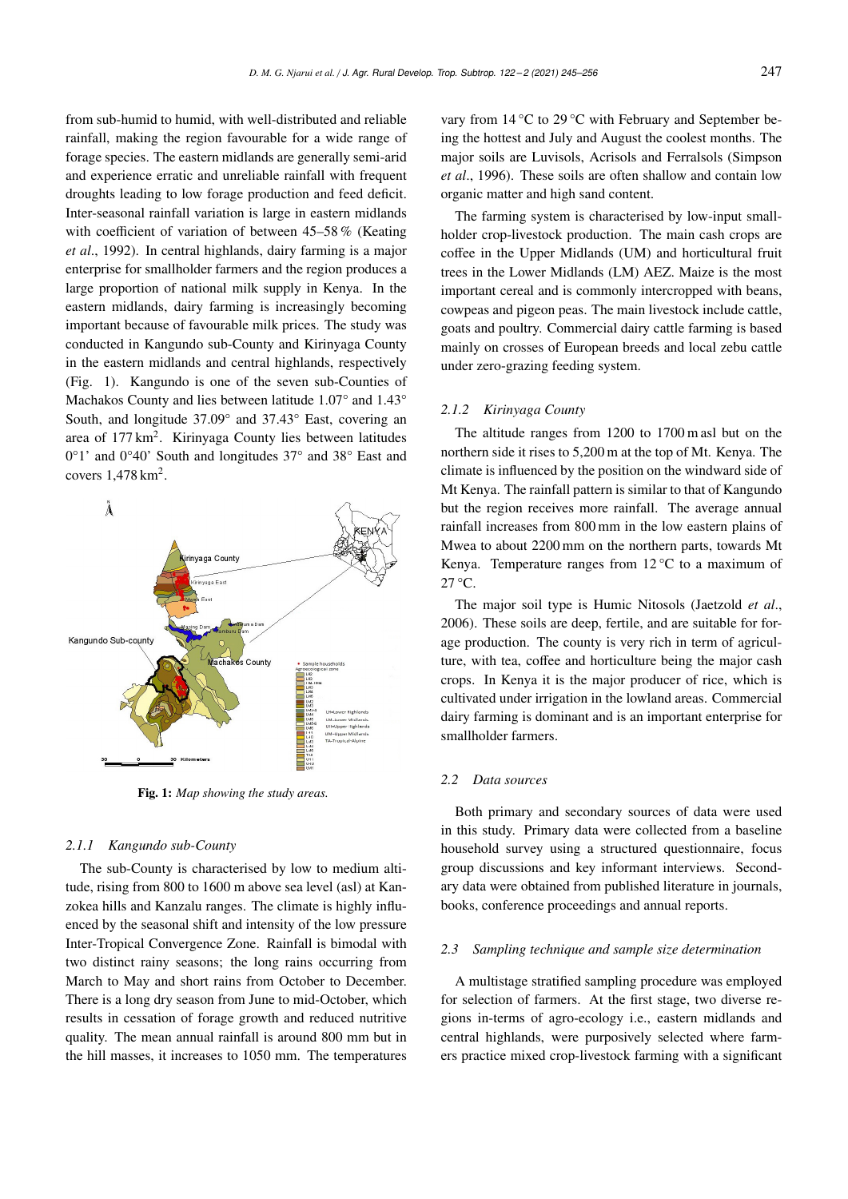from sub-humid to humid, with well-distributed and reliable rainfall, making the region favourable for a wide range of forage species. The eastern midlands are generally semi-arid and experience erratic and unreliable rainfall with frequent droughts leading to low forage production and feed deficit. Inter-seasonal rainfall variation is large in eastern midlands with coefficient of variation of between 45–58 % (Keating *et al*., 1992). In central highlands, dairy farming is a major enterprise for smallholder farmers and the region produces a large proportion of national milk supply in Kenya. In the eastern midlands, dairy farming is increasingly becoming important because of favourable milk prices. The study was conducted in Kangundo sub-County and Kirinyaga County in the eastern midlands and central highlands, respectively (Fig. 1). Kangundo is one of the seven sub-Counties of Machakos County and lies between latitude 1.07° and 1.43° South, and longitude 37.09° and 37.43° East, covering an area of 177 $km^2$. Kirinyaga County lies between latitudes 0°1' and 0°40' South and longitudes 37° and 38° East and covers 1,478 $km^2$.

**Fig. 1:** *Map showing the study areas.*

### 2.1.1 Kangundo sub-County

The sub-County is characterised by low to medium altitude, rising from 800 to 1600 m above sea level (asl) at Kanzokea hills and Kanzalu ranges. The climate is highly influenced by the seasonal shift and intensity of the low pressure Inter-Tropical Convergence Zone. Rainfall is bimodal with two distinct rainy seasons; the long rains occurring from March to May and short rains from October to December. There is a long dry season from June to mid-October, which results in cessation of forage growth and reduced nutritive quality. The mean annual rainfall is around 800 mm but in the hill masses, it increases to 1050 mm. The temperatures vary from 14 °C to 29 °C with February and September being the hottest and July and August the coolest months. The major soils are Luvisols, Acrisols and Ferralsols (Simpson *et al*., 1996). These soils are often shallow and contain low organic matter and high sand content.

The farming system is characterised by low-input smallholder crop-livestock production. The main cash crops are coffee in the Upper Midlands (UM) and horticultural fruit trees in the Lower Midlands (LM) AEZ. Maize is the most important cereal and is commonly intercropped with beans, cowpeas and pigeon peas. The main livestock include cattle, goats and poultry. Commercial dairy cattle farming is based mainly on crosses of European breeds and local zebu cattle under zero-grazing feeding system.

### 2.1.2 Kirinyaga County

The altitude ranges from 1200 to 1700 m asl but on the northern side it rises to 5,200 m at the top of Mt. Kenya. The climate is influenced by the position on the windward side of Mt Kenya. The rainfall pattern is similar to that of Kangundo but the region receives more rainfall. The average annual rainfall increases from 800 mm in the low eastern plains of Mwea to about 2200 mm on the northern parts, towards Mt Kenya. Temperature ranges from 12 °C to a maximum of 27 °C.

The major soil type is Humic Nitosols (Jaetzold *et al*., 2006). These soils are deep, fertile, and are suitable for forage production. The county is very rich in term of agriculture, with tea, coffee and horticulture being the major cash crops. In Kenya it is the major producer of rice, which is cultivated under irrigation in the lowland areas. Commercial dairy farming is dominant and is an important enterprise for smallholder farmers.

## 2.2 Data sources

Both primary and secondary sources of data were used in this study. Primary data were collected from a baseline household survey using a structured questionnaire, focus group discussions and key informant interviews. Secondary data were obtained from published literature in journals, books, conference proceedings and annual reports.

## 2.3 Sampling technique and sample size determination

A multistage stratified sampling procedure was employed for selection of farmers. At the first stage, two diverse regions in-terms of agro-ecology i.e., eastern midlands and central highlands, were purposively selected where farmers practice mixed crop-livestock farming with a significant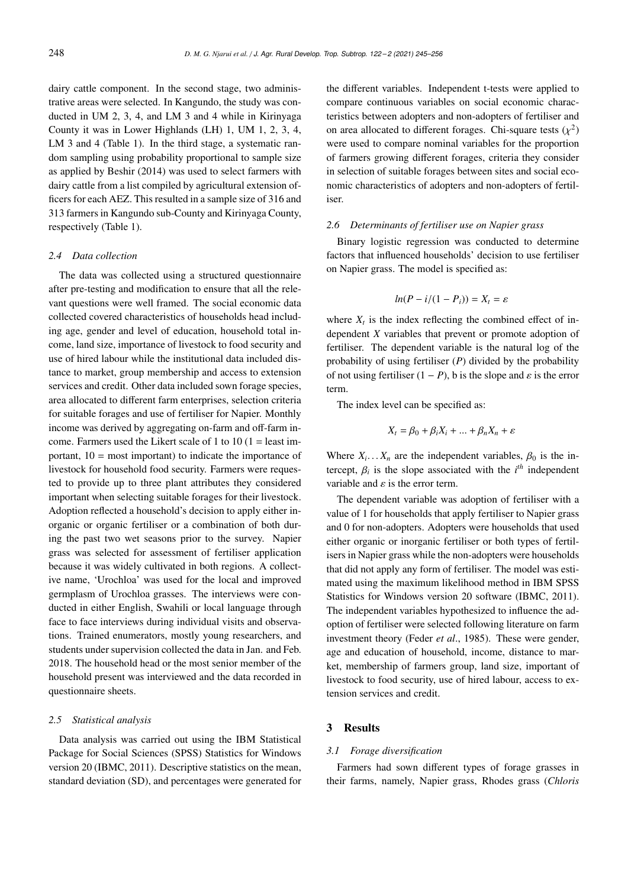dairy cattle component. In the second stage, two administrative areas were selected. In Kangundo, the study was conducted in UM 2, 3, 4, and LM 3 and 4 while in Kirinyaga County it was in Lower Highlands (LH) 1, UM 1, 2, 3, 4, LM 3 and 4 (Table 1). In the third stage, a systematic random sampling using probability proportional to sample size as applied by Beshir (2014) was used to select farmers with dairy cattle from a list compiled by agricultural extension officers for each AEZ. This resulted in a sample size of 316 and 313 farmers in Kangundo sub-County and Kirinyaga County, respectively (Table 1).

### 2.4 Data collection

The data was collected using a structured questionnaire after pre-testing and modification to ensure that all the relevant questions were well framed. The social economic data collected covered characteristics of households head including age, gender and level of education, household total income, land size, importance of livestock to food security and use of hired labour while the institutional data included distance to market, group membership and access to extension services and credit. Other data included sown forage species, area allocated to different farm enterprises, selection criteria for suitable forages and use of fertiliser for Napier. Monthly income was derived by aggregating on-farm and off-farm income. Farmers used the Likert scale of 1 to 10 (1 = least important, 10 = most important) to indicate the importance of livestock for household food security. Farmers were requested to provide up to three plant attributes they considered important when selecting suitable forages for their livestock. Adoption reflected a household's decision to apply either inorganic or organic fertiliser or a combination of both during the past two wet seasons prior to the survey. Napier grass was selected for assessment of fertiliser application because it was widely cultivated in both regions. A collective name, 'Urochloa' was used for the local and improved germplasm of Urochloa grasses. The interviews were conducted in either English, Swahili or local language through face to face interviews during individual visits and observations. Trained enumerators, mostly young researchers, and students under supervision collected the data in Jan. and Feb. 2018. The household head or the most senior member of the household present was interviewed and the data recorded in questionnaire sheets.

### 2.5 Statistical analysis

Data analysis was carried out using the IBM Statistical Package for Social Sciences (SPSS) Statistics for Windows version 20 (IBMC, 2011). Descriptive statistics on the mean, standard deviation (SD), and percentages were generated for the different variables. Independent t-tests were applied to compare continuous variables on social economic characteristics between adopters and non-adopters of fertiliser and on area allocated to different forages. Chi-square tests ($\chi^2$) were used to compare nominal variables for the proportion of farmers growing different forages, criteria they consider in selection of suitable forages between sites and social economic characteristics of adopters and non-adopters of fertiliser.

### 2.6 Determinants of fertiliser use on Napier grass

Binary logistic regression was conducted to determine factors that influenced households' decision to use fertiliser on Napier grass. The model is specified as:

$$ln(P - i/(1 - P_i)) = X_t = \varepsilon$$

where $X_t$ is the index reflecting the combined effect of independent $X$ variables that prevent or promote adoption of fertiliser. The dependent variable is the natural log of the probability of using fertiliser ($P$) divided by the probability of not using fertiliser ($1 - P$), b is the slope and $\varepsilon$ is the error term.

The index level can be specified as:

$$X_t = \beta_0 + \beta_i X_i + ... + \beta_n X_n + \varepsilon$$

Where $X_i \dots X_n$ are the independent variables, $\beta_0$ is the intercept, $\beta_i$ is the slope associated with the $i^{th}$ independent variable and $\varepsilon$ is the error term.

The dependent variable was adoption of fertiliser with a value of 1 for households that apply fertiliser to Napier grass and 0 for non-adopters. Adopters were households that used either organic or inorganic fertiliser or both types of fertilisers in Napier grass while the non-adopters were households that did not apply any form of fertiliser. The model was estimated using the maximum likelihood method in IBM SPSS Statistics for Windows version 20 software (IBMC, 2011). The independent variables hypothesized to influence the adoption of fertiliser were selected following literature on farm investment theory (Feder *et al*., 1985). These were gender, age and education of household, income, distance to market, membership of farmers group, land size, important of livestock to food security, use of hired labour, access to extension services and credit.

## 3 Results

### 3.1 Forage diversification

Farmers had sown different types of forage grasses in their farms, namely, Napier grass, Rhodes grass (*Chloris*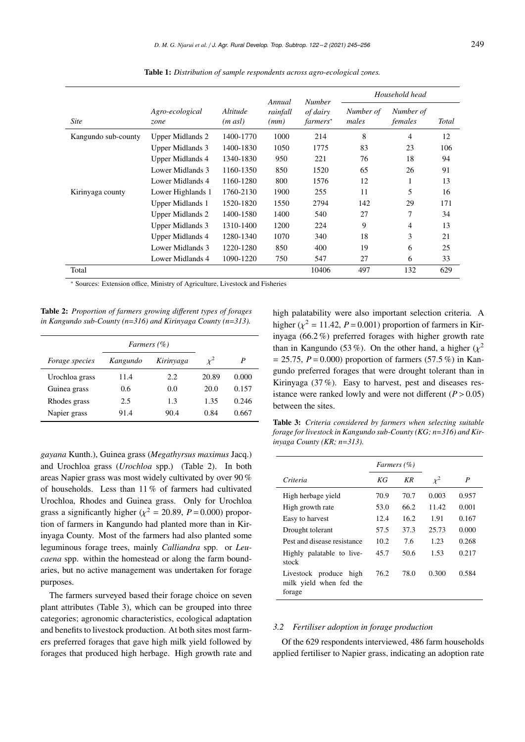**Table 1:** *Distribution of sample respondents across agro-ecological zones.*

| *Site* | *Agro-ecological zone* | *Altitude (m asl)* | *Annual rainfall (mm)* | *Number of dairy farmers*\* | *Household head* | | |
|---|---|---|---|---|---|---|---|
| | | | | | *Number of males* | *Number of females* | *Total* |
| Kangundo sub-county | Upper Midlands 2 | 1400-1770 | 1000 | 214 | 8 | 4 | 12 |
| | Upper Midlands 3 | 1400-1830 | 1050 | 1775 | 83 | 23 | 106 |
| | Upper Midlands 4 | 1340-1830 | 950 | 221 | 76 | 18 | 94 |
| | Lower Midlands 3 | 1160-1350 | 850 | 1520 | 65 | 26 | 91 |
| | Lower Midlands 4 | 1160-1280 | 800 | 1576 | 12 | 1 | 13 |
| Kirinyaga county | Lower Highlands 1 | 1760-2130 | 1900 | 255 | 11 | 5 | 16 |
| | Upper Midlands 1 | 1520-1820 | 1550 | 2794 | 142 | 29 | 171 |
| | Upper Midlands 2 | 1400-1580 | 1400 | 540 | 27 | 7 | 34 |
| | Upper Midlands 3 | 1310-1400 | 1200 | 224 | 9 | 4 | 13 |
| | Upper Midlands 4 | 1280-1340 | 1070 | 340 | 18 | 3 | 21 |
| | Lower Midlands 3 | 1220-1280 | 850 | 400 | 19 | 6 | 25 |
| | Lower Midlands 4 | 1090-1220 | 750 | 547 | 27 | 6 | 33 |
| Total | | | | 10406 | 497 | 132 | 629 |

\* Sources: Extension office, Ministry of Agriculture, Livestock and Fisheries

**Table 2:** *Proportion of farmers growing different types of forages in Kangundo sub-County (n=316) and Kirinyaga County (n=313).*

| *Forage species* | *Farmers (%)* | | $\chi^2$ | *P* |
|---|---|---|---|---|
| | *Kangundo* | *Kirinyaga* | | |
| Urochloa grass | 11.4 | 2.2 | 20.89 | 0.000 |
| Guinea grass | 0.6 | 0.0 | 20.0 | 0.157 |
| Rhodes grass | 2.5 | 1.3 | 1.35 | 0.246 |
| Napier grass | 91.4 | 90.4 | 0.84 | 0.667 |

*gayana* Kunth.), Guinea grass (*Megathyrsus maximus* Jacq.) and Urochloa grass (*Urochloa* spp.) (Table 2). In both areas Napier grass was most widely cultivated by over 90 % of households. Less than 11 % of farmers had cultivated Urochloa, Rhodes and Guinea grass. Only for Urochloa grass a significantly higher ($\chi^2$ = 20.89, $P = 0.000$) proportion of farmers in Kangundo had planted more than in Kirinyaga County. Most of the farmers had also planted some leguminous forage trees, mainly *Calliandra* spp. or *Leucaena* spp. within the homestead or along the farm boundaries, but no active management was undertaken for forage purposes.

The farmers surveyed based their forage choice on seven plant attributes (Table 3), which can be grouped into three categories; agronomic characteristics, ecological adaptation and benefits to livestock production. At both sites most farmers preferred forages that gave high milk yield followed by forages that produced high herbage. High growth rate and high palatability were also important selection criteria. A higher ($\chi^2$ = 11.42, $P = 0.001$) proportion of farmers in Kirinyaga (66.2 %) preferred forages with higher growth rate than in Kangundo (53 %). On the other hand, a higher ($\chi^2$ = 25.75, $P = 0.000$) proportion of farmers (57.5 %) in Kangundo preferred forages that were drought tolerant than in Kirinyaga (37 %). Easy to harvest, pest and diseases resistance were ranked lowly and were not different ($P > 0.05$) between the sites.

**Table 3:** *Criteria considered by farmers when selecting suitable forage for livestock in Kangundo sub-County (KG; n=316) and Kirinyaga County (KR; n=313).*

| *Criteria* | *Farmers (%)* | | $\chi^2$ | *P* |
|---|---|---|---|---|
| | *KG* | *KR* | | |
| High herbage yield | 70.9 | 70.7 | 0.003 | 0.957 |
| High growth rate | 53.0 | 66.2 | 11.42 | 0.001 |
| Easy to harvest | 12.4 | 16.2 | 1.91 | 0.167 |
| Drought tolerant | 57.5 | 37.3 | 25.73 | 0.000 |
| Pest and disease resistance | 10.2 | 7.6 | 1.23 | 0.268 |
| Highly palatable to livestock | 45.7 | 50.6 | 1.53 | 0.217 |
| Livestock produce high milk yield when fed the forage | 76.2 | 78.0 | 0.300 | 0.584 |

### 3.2 Fertiliser adoption in forage production

Of the 629 respondents interviewed, 486 farm households applied fertiliser to Napier grass, indicating an adoption rate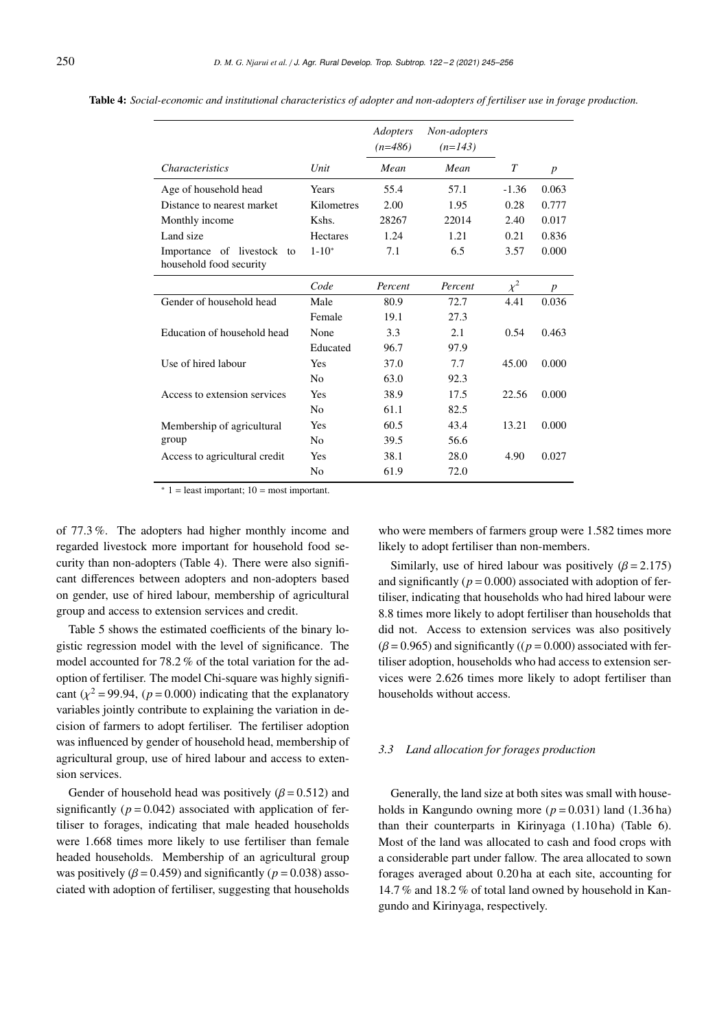**Table 4:** *Social-economic and institutional characteristics of adopter and non-adopters of fertiliser use in forage production.*

| | | *Adopters (n=486)* | *Non-adopters (n=143)* | | |
|---|---|---|---|---|---|
| *Characteristics* | *Unit* | *Mean* | *Mean* | *T* | *p* |
| Age of household head | Years | 55.4 | 57.1 | -1.36 | 0.063 |
| Distance to nearest market | Kilometres | 2.00 | 1.95 | 0.28 | 0.777 |
| Monthly income | Kshs. | 28267 | 22014 | 2.40 | 0.017 |
| Land size | Hectares | 1.24 | 1.21 | 0.21 | 0.836 |
| Importance of livestock to household food security | 1-10* | 7.1 | 6.5 | 3.57 | 0.000 |
| | *Code* | *Percent* | *Percent* | $\chi^2$ | *p* |
| Gender of household head | Male | 80.9 | 72.7 | 4.41 | 0.036 |
| | Female | 19.1 | 27.3 | | |
| Education of household head | None | 3.3 | 2.1 | 0.54 | 0.463 |
| | Educated | 96.7 | 97.9 | | |
| Use of hired labour | Yes | 37.0 | 7.7 | 45.00 | 0.000 |
| | No | 63.0 | 92.3 | | |
| Access to extension services | Yes | 38.9 | 17.5 | 22.56 | 0.000 |
| | No | 61.1 | 82.5 | | |
| Membership of agricultural group | Yes | 60.5 | 43.4 | 13.21 | 0.000 |
| | No | 39.5 | 56.6 | | |
| Access to agricultural credit | Yes | 38.1 | 28.0 | 4.90 | 0.027 |
| | No | 61.9 | 72.0 | | |

* 1 = least important; 10 = most important.

of 77.3 %. The adopters had higher monthly income and regarded livestock more important for household food security than non-adopters (Table 4). There were also significant differences between adopters and non-adopters based on gender, use of hired labour, membership of agricultural group and access to extension services and credit.

Table 5 shows the estimated coefficients of the binary logistic regression model with the level of significance. The model accounted for 78.2 % of the total variation for the adoption of fertiliser. The model Chi-square was highly significant ($\chi^2 = 99.94$, ($p = 0.000$) indicating that the explanatory variables jointly contribute to explaining the variation in decision of farmers to adopt fertiliser. The fertiliser adoption was influenced by gender of household head, membership of agricultural group, use of hired labour and access to extension services.

Gender of household head was positively ($\beta = 0.512$) and significantly ($p = 0.042$) associated with application of fertiliser to forages, indicating that male headed households were 1.668 times more likely to use fertiliser than female headed households. Membership of an agricultural group was positively ($\beta = 0.459$) and significantly ($p = 0.038$) associated with adoption of fertiliser, suggesting that households who were members of farmers group were 1.582 times more likely to adopt fertiliser than non-members.

Similarly, use of hired labour was positively ($\beta = 2.175$) and significantly ($p = 0.000$) associated with adoption of fertiliser, indicating that households who had hired labour were 8.8 times more likely to adopt fertiliser than households that did not. Access to extension services was also positively ($\beta = 0.965$) and significantly (($p = 0.000$) associated with fertiliser adoption, households who had access to extension services were 2.626 times more likely to adopt fertiliser than households without access.

### *3.3 Land allocation for forages production*

Generally, the land size at both sites was small with households in Kangundo owning more ($p = 0.031$) land (1.36 ha) than their counterparts in Kirinyaga (1.10 ha) (Table 6). Most of the land was allocated to cash and food crops with a considerable part under fallow. The area allocated to sown forages averaged about 0.20 ha at each site, accounting for 14.7 % and 18.2 % of total land owned by household in Kangundo and Kirinyaga, respectively.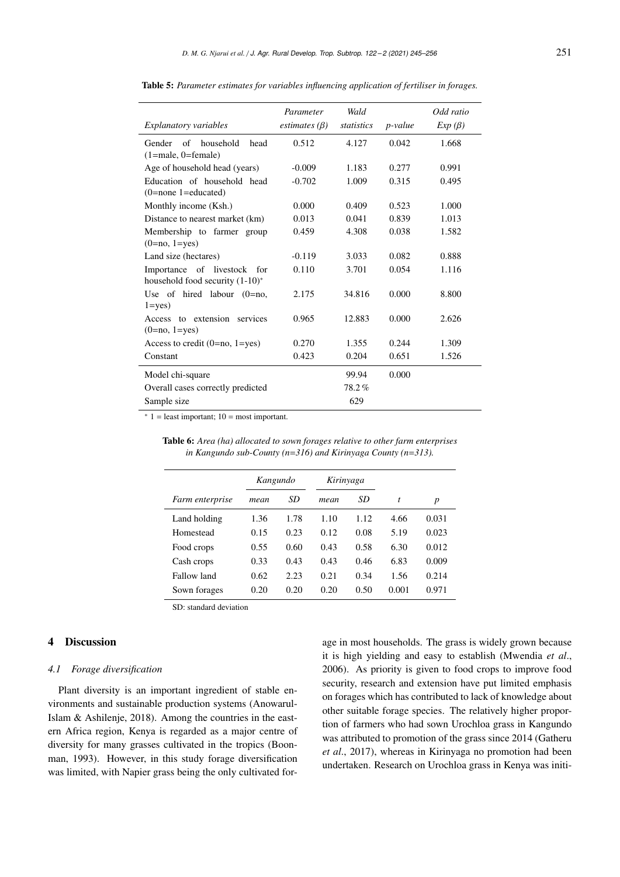**Table 5:** *Parameter estimates for variables influencing application of fertiliser in forages.*

| *Explanatory variables* | *Parameter estimates (β)* | *Wald statistics* | *p-value* | *Odd ratio Exp (β)* |
|---|---|---|---|---|
| Gender of household head (1=male, 0=female) | 0.512 | 4.127 | 0.042 | 1.668 |
| Age of household head (years) | -0.009 | 1.183 | 0.277 | 0.991 |
| Education of household head (0=none 1=educated) | -0.702 | 1.009 | 0.315 | 0.495 |
| Monthly income (Ksh.) | 0.000 | 0.409 | 0.523 | 1.000 |
| Distance to nearest market (km) | 0.013 | 0.041 | 0.839 | 1.013 |
| Membership to farmer group (0=no, 1=yes) | 0.459 | 4.308 | 0.038 | 1.582 |
| Land size (hectares) | -0.119 | 3.033 | 0.082 | 0.888 |
| Importance of livestock for household food security (1-10)* | 0.110 | 3.701 | 0.054 | 1.116 |
| Use of hired labour (0=no, 1=yes) | 2.175 | 34.816 | 0.000 | 8.800 |
| Access to extension services (0=no, 1=yes) | 0.965 | 12.883 | 0.000 | 2.626 |
| Access to credit (0=no, 1=yes) | 0.270 | 1.355 | 0.244 | 1.309 |
| Constant | 0.423 | 0.204 | 0.651 | 1.526 |
| Model chi-square | | 99.94 | 0.000 | |
| Overall cases correctly predicted | | 78.2 % | | |
| Sample size | | 629 | | |

* 1 = least important; 10 = most important.

**Table 6:** *Area (ha) allocated to sown forages relative to other farm enterprises in Kangundo sub-County (n=316) and Kirinyaga County (n=313).*

| *Farm enterprise* | *Kangundo* | | *Kirinyaga* | | | |
|---|---|---|---|---|---|---|
| | *mean* | *SD* | *mean* | *SD* | *t* | *p* |
| Land holding | 1.36 | 1.78 | 1.10 | 1.12 | 4.66 | 0.031 |
| Homestead | 0.15 | 0.23 | 0.12 | 0.08 | 5.19 | 0.023 |
| Food crops | 0.55 | 0.60 | 0.43 | 0.58 | 6.30 | 0.012 |
| Cash crops | 0.33 | 0.43 | 0.43 | 0.46 | 6.83 | 0.009 |
| Fallow land | 0.62 | 2.23 | 0.21 | 0.34 | 1.56 | 0.214 |
| Sown forages | 0.20 | 0.20 | 0.20 | 0.50 | 0.001 | 0.971 |

SD: standard deviation

## 4 Discussion

### 4.1 Forage diversification

Plant diversity is an important ingredient of stable environments and sustainable production systems (Anowarul-Islam & Ashilenje, 2018). Among the countries in the eastern Africa region, Kenya is regarded as a major centre of diversity for many grasses cultivated in the tropics (Boonman, 1993). However, in this study forage diversification was limited, with Napier grass being the only cultivated forage in most households. The grass is widely grown because it is high yielding and easy to establish (Mwendia *et al.*, 2006). As priority is given to food crops to improve food security, research and extension have put limited emphasis on forages which has contributed to lack of knowledge about other suitable forage species. The relatively higher proportion of farmers who had sown Urochloa grass in Kangundo was attributed to promotion of the grass since 2014 (Gatheru *et al.*, 2017), whereas in Kirinyaga no promotion had been undertaken. Research on Urochloa grass in Kenya was initi-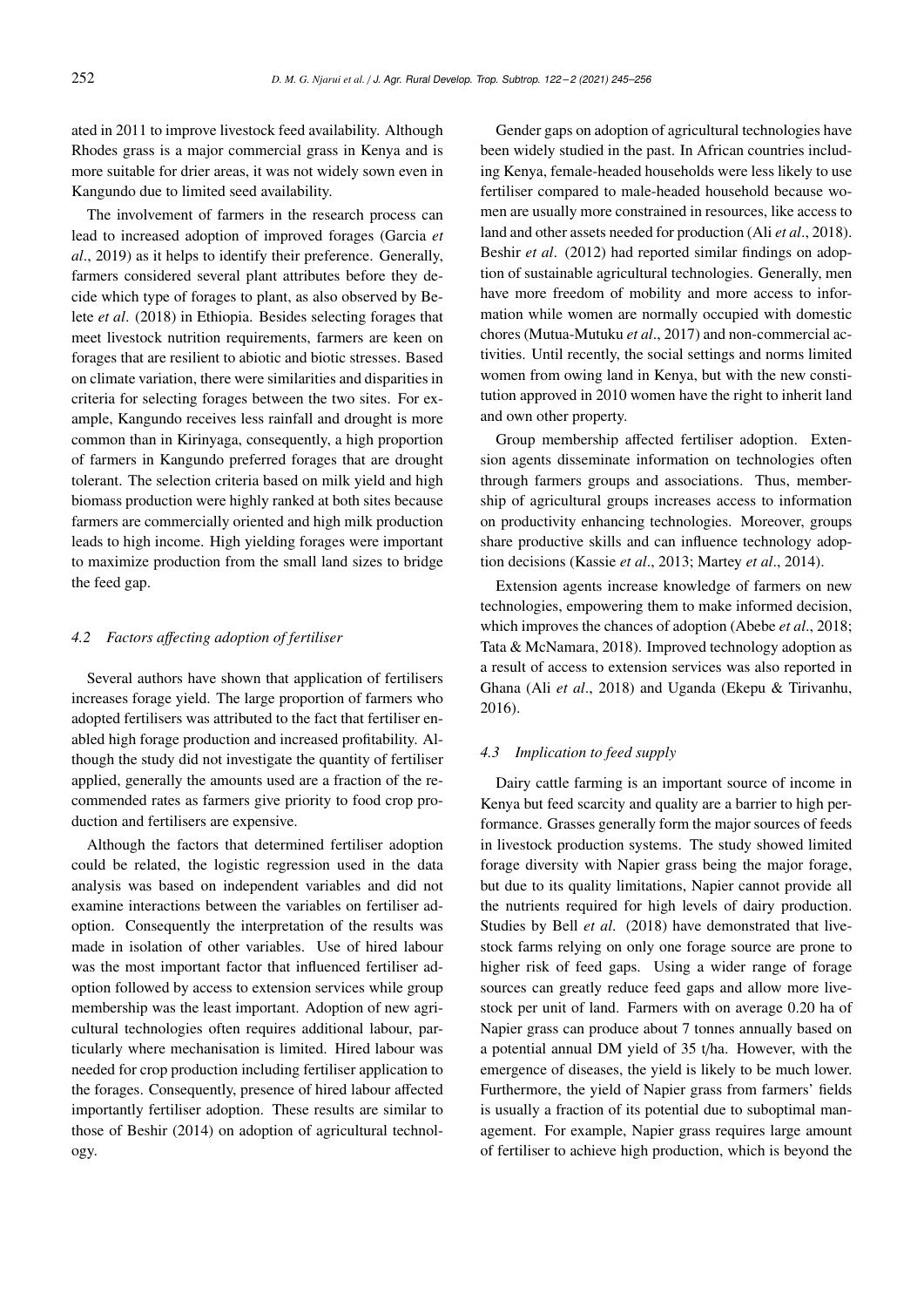ated in 2011 to improve livestock feed availability. Although Rhodes grass is a major commercial grass in Kenya and is more suitable for drier areas, it was not widely sown even in Kangundo due to limited seed availability.

The involvement of farmers in the research process can lead to increased adoption of improved forages (Garcia *et al*., 2019) as it helps to identify their preference. Generally, farmers considered several plant attributes before they decide which type of forages to plant, as also observed by Belete *et al*. (2018) in Ethiopia. Besides selecting forages that meet livestock nutrition requirements, farmers are keen on forages that are resilient to abiotic and biotic stresses. Based on climate variation, there were similarities and disparities in criteria for selecting forages between the two sites. For example, Kangundo receives less rainfall and drought is more common than in Kirinyaga, consequently, a high proportion of farmers in Kangundo preferred forages that are drought tolerant. The selection criteria based on milk yield and high biomass production were highly ranked at both sites because farmers are commercially oriented and high milk production leads to high income. High yielding forages were important to maximize production from the small land sizes to bridge the feed gap.

### 4.2 *Factors affecting adoption of fertiliser*

Several authors have shown that application of fertilisers increases forage yield. The large proportion of farmers who adopted fertilisers was attributed to the fact that fertiliser enabled high forage production and increased profitability. Although the study did not investigate the quantity of fertiliser applied, generally the amounts used are a fraction of the recommended rates as farmers give priority to food crop production and fertilisers are expensive.

Although the factors that determined fertiliser adoption could be related, the logistic regression used in the data analysis was based on independent variables and did not examine interactions between the variables on fertiliser adoption. Consequently the interpretation of the results was made in isolation of other variables. Use of hired labour was the most important factor that influenced fertiliser adoption followed by access to extension services while group membership was the least important. Adoption of new agricultural technologies often requires additional labour, particularly where mechanisation is limited. Hired labour was needed for crop production including fertiliser application to the forages. Consequently, presence of hired labour affected importantly fertiliser adoption. These results are similar to those of Beshir (2014) on adoption of agricultural technology.

Gender gaps on adoption of agricultural technologies have been widely studied in the past. In African countries including Kenya, female-headed households were less likely to use fertiliser compared to male-headed household because women are usually more constrained in resources, like access to land and other assets needed for production (Ali *et al*., 2018). Beshir *et al*. (2012) had reported similar findings on adoption of sustainable agricultural technologies. Generally, men have more freedom of mobility and more access to information while women are normally occupied with domestic chores (Mutua-Mutuku *et al*., 2017) and non-commercial activities. Until recently, the social settings and norms limited women from owing land in Kenya, but with the new constitution approved in 2010 women have the right to inherit land and own other property.

Group membership affected fertiliser adoption. Extension agents disseminate information on technologies often through farmers groups and associations. Thus, membership of agricultural groups increases access to information on productivity enhancing technologies. Moreover, groups share productive skills and can influence technology adoption decisions (Kassie *et al*., 2013; Martey *et al*., 2014).

Extension agents increase knowledge of farmers on new technologies, empowering them to make informed decision, which improves the chances of adoption (Abebe *et al*., 2018; Tata & McNamara, 2018). Improved technology adoption as a result of access to extension services was also reported in Ghana (Ali *et al*., 2018) and Uganda (Ekepu & Tirivanhu, 2016).

### 4.3 *Implication to feed supply*

Dairy cattle farming is an important source of income in Kenya but feed scarcity and quality are a barrier to high performance. Grasses generally form the major sources of feeds in livestock production systems. The study showed limited forage diversity with Napier grass being the major forage, but due to its quality limitations, Napier cannot provide all the nutrients required for high levels of dairy production. Studies by Bell *et al*. (2018) have demonstrated that livestock farms relying on only one forage source are prone to higher risk of feed gaps. Using a wider range of forage sources can greatly reduce feed gaps and allow more livestock per unit of land. Farmers with on average 0.20 ha of Napier grass can produce about 7 tonnes annually based on a potential annual DM yield of 35 t/ha. However, with the emergence of diseases, the yield is likely to be much lower. Furthermore, the yield of Napier grass from farmers' fields is usually a fraction of its potential due to suboptimal management. For example, Napier grass requires large amount of fertiliser to achieve high production, which is beyond the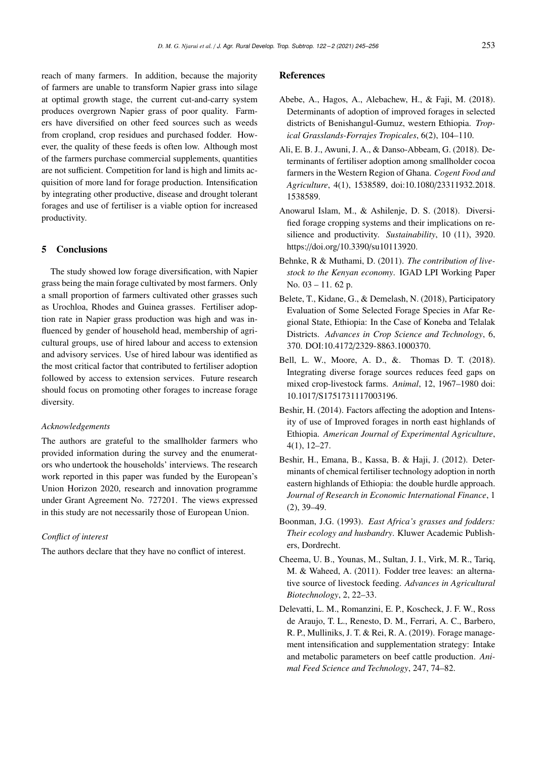reach of many farmers. In addition, because the majority of farmers are unable to transform Napier grass into silage at optimal growth stage, the current cut-and-carry system produces overgrown Napier grass of poor quality. Farmers have diversified on other feed sources such as weeds from cropland, crop residues and purchased fodder. However, the quality of these feeds is often low. Although most of the farmers purchase commercial supplements, quantities are not sufficient. Competition for land is high and limits acquisition of more land for forage production. Intensification by integrating other productive, disease and drought tolerant forages and use of fertiliser is a viable option for increased productivity.

## 5 Conclusions

The study showed low forage diversification, with Napier grass being the main forage cultivated by most farmers. Only a small proportion of farmers cultivated other grasses such as Urochloa, Rhodes and Guinea grasses. Fertiliser adoption rate in Napier grass production was high and was influenced by gender of household head, membership of agricultural groups, use of hired labour and access to extension and advisory services. Use of hired labour was identified as the most critical factor that contributed to fertiliser adoption followed by access to extension services. Future research should focus on promoting other forages to increase forage diversity.

### *Acknowledgements*

The authors are grateful to the smallholder farmers who provided information during the survey and the enumerators who undertook the households' interviews. The research work reported in this paper was funded by the European's Union Horizon 2020, research and innovation programme under Grant Agreement No. 727201. The views expressed in this study are not necessarily those of European Union.

### *Conflict of interest*

The authors declare that they have no conflict of interest.

## References

Abebe, A., Hagos, A., Alebachew, H., & Faji, M. (2018). Determinants of adoption of improved forages in selected districts of Benishangul-Gumuz, western Ethiopia. *Tropical Grasslands-Forrajes Tropicales*, 6(2), 104–110.

Ali, E. B. J., Awuni, J. A., & Danso-Abbeam, G. (2018). Determinants of fertiliser adoption among smallholder cocoa farmers in the Western Region of Ghana. *Cogent Food and Agriculture*, 4(1), 1538589, doi:10.1080/23311932.2018.1538589.

Anowarul Islam, M., & Ashilenje, D. S. (2018). Diversified forage cropping systems and their implications on resilience and productivity. *Sustainability*, 10 (11), 3920. https://doi.org/10.3390/su10113920.

Behnke, R & Muthami, D. (2011). *The contribution of livestock to the Kenyan economy*. IGAD LPI Working Paper No. 03 – 11. 62 p.

Belete, T., Kidane, G., & Demelash, N. (2018), Participatory Evaluation of Some Selected Forage Species in Afar Regional State, Ethiopia: In the Case of Koneba and Telalak Districts. *Advances in Crop Science and Technology*, 6, 370. DOI:10.4172/2329-8863.1000370.

Bell, L. W., Moore, A. D., &. Thomas D. T. (2018). Integrating diverse forage sources reduces feed gaps on mixed crop-livestock farms. *Animal*, 12, 1967–1980 doi: 10.1017/S1751731117003196.

Beshir, H. (2014). Factors affecting the adoption and Intensity of use of Improved forages in north east highlands of Ethiopia. *American Journal of Experimental Agriculture*, 4(1), 12–27.

Beshir, H., Emana, B., Kassa, B. & Haji, J. (2012). Determinants of chemical fertiliser technology adoption in north eastern highlands of Ethiopia: the double hurdle approach. *Journal of Research in Economic International Finance*, 1 (2), 39–49.

Boonman, J.G. (1993). *East Africa's grasses and fodders: Their ecology and husbandry*. Kluwer Academic Publishers, Dordrecht.

Cheema, U. B., Younas, M., Sultan, J. I., Virk, M. R., Tariq, M. & Waheed, A. (2011). Fodder tree leaves: an alternative source of livestock feeding. *Advances in Agricultural Biotechnology*, 2, 22–33.

Delevatti, L. M., Romanzini, E. P., Koscheck, J. F. W., Ross de Araujo, T. L., Renesto, D. M., Ferrari, A. C., Barbero, R. P., Mulliniks, J. T. & Rei, R. A. (2019). Forage management intensification and supplementation strategy: Intake and metabolic parameters on beef cattle production. *Animal Feed Science and Technology*, 247, 74–82.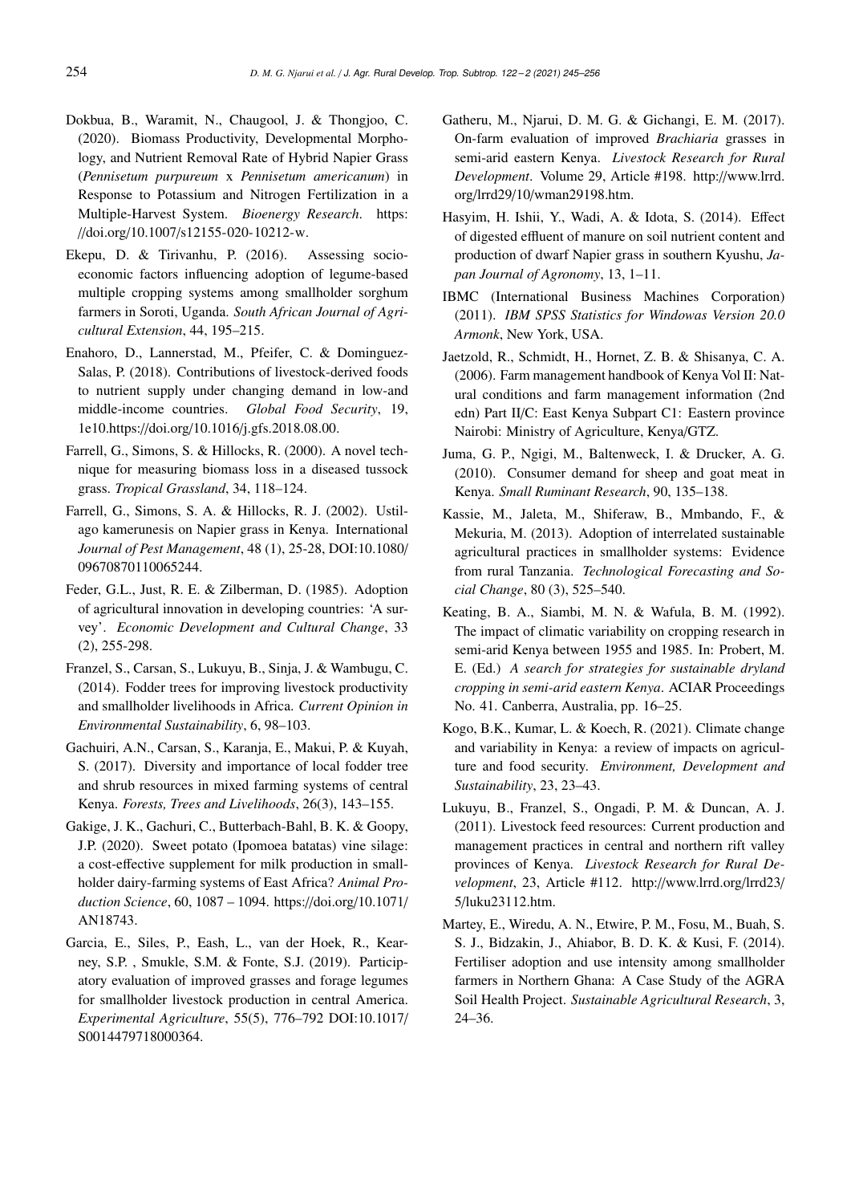Dokbua, B., Waramit, N., Chaugool, J. & Thongjoo, C. (2020). Biomass Productivity, Developmental Morphology, and Nutrient Removal Rate of Hybrid Napier Grass (*Pennisetum purpureum* x *Pennisetum americanum*) in Response to Potassium and Nitrogen Fertilization in a Multiple-Harvest System. *Bioenergy Research*. https://doi.org/10.1007/s12155-020-10212-w.

Ekepu, D. & Tirivanhu, P. (2016). Assessing socio-economic factors influencing adoption of legume-based multiple cropping systems among smallholder sorghum farmers in Soroti, Uganda. *South African Journal of Agricultural Extension*, 44, 195–215.

Enahoro, D., Lannerstad, M., Pfeifer, C. & Dominguez-Salas, P. (2018). Contributions of livestock-derived foods to nutrient supply under changing demand in low-and middle-income countries. *Global Food Security*, 19, 1e10.https://doi.org/10.1016/j.gfs.2018.08.00.

Farrell, G., Simons, S. & Hillocks, R. (2000). A novel technique for measuring biomass loss in a diseased tussock grass. *Tropical Grassland*, 34, 118–124.

Farrell, G., Simons, S. A. & Hillocks, R. J. (2002). Ustilago kamerunesis on Napier grass in Kenya. International *Journal of Pest Management*, 48 (1), 25-28, DOI:10.1080/09670870110065244.

Feder, G.L., Just, R. E. & Zilberman, D. (1985). Adoption of agricultural innovation in developing countries: 'A survey'. *Economic Development and Cultural Change*, 33 (2), 255-298.

Franzel, S., Carsan, S., Lukuyu, B., Sinja, J. & Wambugu, C. (2014). Fodder trees for improving livestock productivity and smallholder livelihoods in Africa. *Current Opinion in Environmental Sustainability*, 6, 98–103.

Gachuiri, A.N., Carsan, S., Karanja, E., Makui, P. & Kuyah, S. (2017). Diversity and importance of local fodder tree and shrub resources in mixed farming systems of central Kenya. *Forests, Trees and Livelihoods*, 26(3), 143–155.

Gakige, J. K., Gachuri, C., Butterbach-Bahl, B. K. & Goopy, J.P. (2020). Sweet potato (Ipomoea batatas) vine silage: a cost-effective supplement for milk production in smallholder dairy-farming systems of East Africa? *Animal Production Science*, 60, 1087 – 1094. https://doi.org/10.1071/AN18743.

Garcia, E., Siles, P., Eash, L., van der Hoek, R., Kearney, S.P. , Smukle, S.M. & Fonte, S.J. (2019). Participatory evaluation of improved grasses and forage legumes for smallholder livestock production in central America. *Experimental Agriculture*, 55(5), 776–792 DOI:10.1017/S0014479718000364.

Gatheru, M., Njarui, D. M. G. & Gichangi, E. M. (2017). On-farm evaluation of improved *Brachiaria* grasses in semi-arid eastern Kenya. *Livestock Research for Rural Development*. Volume 29, Article #198. http://www.lrrd.org/lrrd29/10/wman29198.htm.

Hasyim, H. Ishii, Y., Wadi, A. & Idota, S. (2014). Effect of digested effluent of manure on soil nutrient content and production of dwarf Napier grass in southern Kyushu, *Japan Journal of Agronomy*, 13, 1–11.

IBMC (International Business Machines Corporation) (2011). *IBM SPSS Statistics for Windowas Version 20.0 Armonk*, New York, USA.

Jaetzold, R., Schmidt, H., Hornet, Z. B. & Shisanya, C. A. (2006). Farm management handbook of Kenya Vol II: Natural conditions and farm management information (2nd edn) Part II/C: East Kenya Subpart C1: Eastern province Nairobi: Ministry of Agriculture, Kenya/GTZ.

Juma, G. P., Ngigi, M., Baltenweck, I. & Drucker, A. G. (2010). Consumer demand for sheep and goat meat in Kenya. *Small Ruminant Research*, 90, 135–138.

Kassie, M., Jaleta, M., Shiferaw, B., Mmbando, F., & Mekuria, M. (2013). Adoption of interrelated sustainable agricultural practices in smallholder systems: Evidence from rural Tanzania. *Technological Forecasting and Social Change*, 80 (3), 525–540.

Keating, B. A., Siambi, M. N. & Wafula, B. M. (1992). The impact of climatic variability on cropping research in semi-arid Kenya between 1955 and 1985. In: Probert, M. E. (Ed.) *A search for strategies for sustainable dryland cropping in semi-arid eastern Kenya*. ACIAR Proceedings No. 41. Canberra, Australia, pp. 16–25.

Kogo, B.K., Kumar, L. & Koech, R. (2021). Climate change and variability in Kenya: a review of impacts on agriculture and food security. *Environment, Development and Sustainability*, 23, 23–43.

Lukuyu, B., Franzel, S., Ongadi, P. M. & Duncan, A. J. (2011). Livestock feed resources: Current production and management practices in central and northern rift valley provinces of Kenya. *Livestock Research for Rural Development*, 23, Article #112. http://www.lrrd.org/lrrd23/5/luku23112.htm.

Martey, E., Wiredu, A. N., Etwire, P. M., Fosu, M., Buah, S. S. J., Bidzakin, J., Ahiabor, B. D. K. & Kusi, F. (2014). Fertiliser adoption and use intensity among smallholder farmers in Northern Ghana: A Case Study of the AGRA Soil Health Project. *Sustainable Agricultural Research*, 3, 24–36.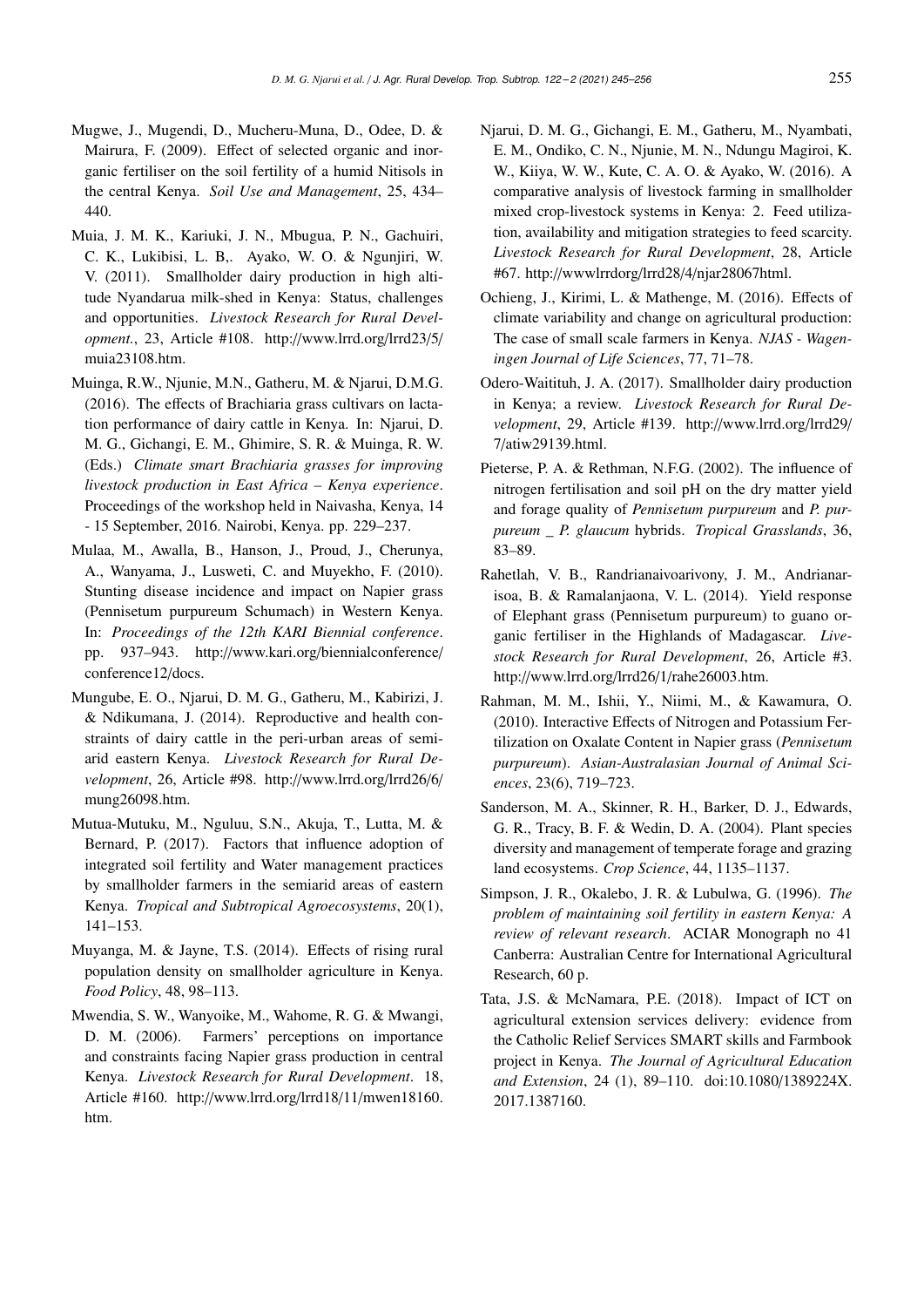Mugwe, J., Mugendi, D., Mucheru-Muna, D., Odee, D. & Mairura, F. (2009). Effect of selected organic and inorganic fertiliser on the soil fertility of a humid Nitisols in the central Kenya. *Soil Use and Management*, 25, 434–440.

Muia, J. M. K., Kariuki, J. N., Mbugua, P. N., Gachuiri, C. K., Lukibisi, L. B,. Ayako, W. O. & Ngunjiri, W. V. (2011). Smallholder dairy production in high altitude Nyandarua milk-shed in Kenya: Status, challenges and opportunities. *Livestock Research for Rural Development.*, 23, Article #108. http://www.lrrd.org/lrrd23/5/muia23108.htm.

Muinga, R.W., Njunie, M.N., Gatheru, M. & Njarui, D.M.G. (2016). The effects of Brachiaria grass cultivars on lactation performance of dairy cattle in Kenya. In: Njarui, D. M. G., Gichangi, E. M., Ghimire, S. R. & Muinga, R. W. (Eds.) *Climate smart Brachiaria grasses for improving livestock production in East Africa – Kenya experience*. Proceedings of the workshop held in Naivasha, Kenya, 14 - 15 September, 2016. Nairobi, Kenya. pp. 229–237.

Mulaa, M., Awalla, B., Hanson, J., Proud, J., Cherunya, A., Wanyama, J., Lusweti, C. and Muyekho, F. (2010). Stunting disease incidence and impact on Napier grass (Pennisetum purpureum Schumach) in Western Kenya. In: *Proceedings of the 12th KARI Biennial conference*. pp. 937–943. http://www.kari.org/biennialconference/conference12/docs.

Mungube, E. O., Njarui, D. M. G., Gatheru, M., Kabirizi, J. & Ndikumana, J. (2014). Reproductive and health constraints of dairy cattle in the peri-urban areas of semi-arid eastern Kenya. *Livestock Research for Rural Development*, 26, Article #98. http://www.lrrd.org/lrrd26/6/mung26098.htm.

Mutua-Mutuku, M., Nguluu, S.N., Akuja, T., Lutta, M. & Bernard, P. (2017). Factors that influence adoption of integrated soil fertility and Water management practices by smallholder farmers in the semiarid areas of eastern Kenya. *Tropical and Subtropical Agroecosystems*, 20(1), 141–153.

Muyanga, M. & Jayne, T.S. (2014). Effects of rising rural population density on smallholder agriculture in Kenya. *Food Policy*, 48, 98–113.

Mwendia, S. W., Wanyoike, M., Wahome, R. G. & Mwangi, D. M. (2006). Farmers' perceptions on importance and constraints facing Napier grass production in central Kenya. *Livestock Research for Rural Development*. 18, Article #160. http://www.lrrd.org/lrrd18/11/mwen18160.htm.

Njarui, D. M. G., Gichangi, E. M., Gatheru, M., Nyambati, E. M., Ondiko, C. N., Njunie, M. N., Ndungu Magiroi, K. W., Kiiya, W. W., Kute, C. A. O. & Ayako, W. (2016). A comparative analysis of livestock farming in smallholder mixed crop-livestock systems in Kenya: 2. Feed utilization, availability and mitigation strategies to feed scarcity. *Livestock Research for Rural Development*, 28, Article #67. http://wwwlrrdorg/lrrd28/4/njar28067html.

Ochieng, J., Kirimi, L. & Mathenge, M. (2016). Effects of climate variability and change on agricultural production: The case of small scale farmers in Kenya. *NJAS - Wageningen Journal of Life Sciences*, 77, 71–78.

Odero-Waitituh, J. A. (2017). Smallholder dairy production in Kenya; a review. *Livestock Research for Rural Development*, 29, Article #139. http://www.lrrd.org/lrrd29/7/atiw29139.html.

Pieterse, P. A. & Rethman, N.F.G. (2002). The influence of nitrogen fertilisation and soil pH on the dry matter yield and forage quality of *Pennisetum purpureum* and *P. purpureum _ P. glaucum* hybrids. *Tropical Grasslands*, 36, 83–89.

Rahetlah, V. B., Randrianaivoarivony, J. M., Andrianarisoa, B. & Ramalanjaona, V. L. (2014). Yield response of Elephant grass (Pennisetum purpureum) to guano organic fertiliser in the Highlands of Madagascar. *Livestock Research for Rural Development*, 26, Article #3. http://www.lrrd.org/lrrd26/1/rahe26003.htm.

Rahman, M. M., Ishii, Y., Niimi, M., & Kawamura, O. (2010). Interactive Effects of Nitrogen and Potassium Fertilization on Oxalate Content in Napier grass (*Pennisetum purpureum*). *Asian-Australasian Journal of Animal Sciences*, 23(6), 719–723.

Sanderson, M. A., Skinner, R. H., Barker, D. J., Edwards, G. R., Tracy, B. F. & Wedin, D. A. (2004). Plant species diversity and management of temperate forage and grazing land ecosystems. *Crop Science*, 44, 1135–1137.

Simpson, J. R., Okalebo, J. R. & Lubulwa, G. (1996). *The problem of maintaining soil fertility in eastern Kenya: A review of relevant research*. ACIAR Monograph no 41 Canberra: Australian Centre for International Agricultural Research, 60 p.

Tata, J.S. & McNamara, P.E. (2018). Impact of ICT on agricultural extension services delivery: evidence from the Catholic Relief Services SMART skills and Farmbook project in Kenya. *The Journal of Agricultural Education and Extension*, 24 (1), 89–110. doi:10.1080/1389224X.2017.1387160.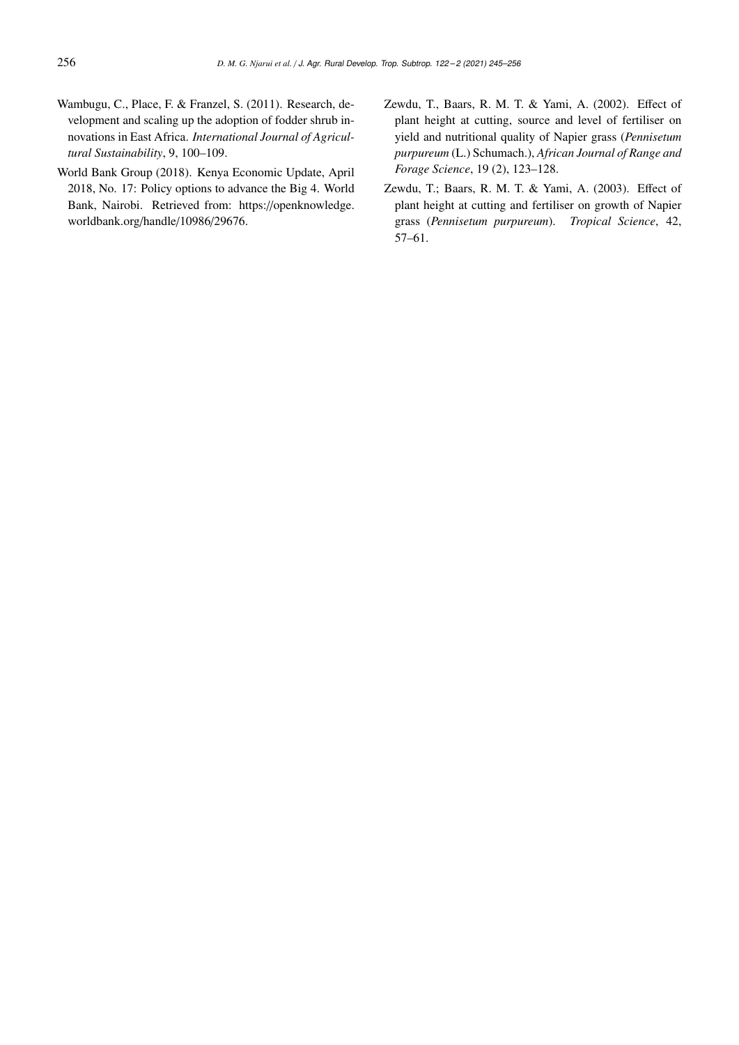Wambugu, C., Place, F. & Franzel, S. (2011). Research, development and scaling up the adoption of fodder shrub innovations in East Africa. *International Journal of Agricultural Sustainability*, 9, 100–109.

World Bank Group (2018). Kenya Economic Update, April 2018, No. 17: Policy options to advance the Big 4. World Bank, Nairobi. Retrieved from: https://openknowledge.worldbank.org/handle/10986/29676.

Zewdu, T., Baars, R. M. T. & Yami, A. (2002). Effect of plant height at cutting, source and level of fertiliser on yield and nutritional quality of Napier grass (*Pennisetum purpureum* (L.) Schumach.), *African Journal of Range and Forage Science*, 19 (2), 123–128.

Zewdu, T.; Baars, R. M. T. & Yami, A. (2003). Effect of plant height at cutting and fertiliser on growth of Napier grass (*Pennisetum purpureum*). *Tropical Science*, 42, 57–61.